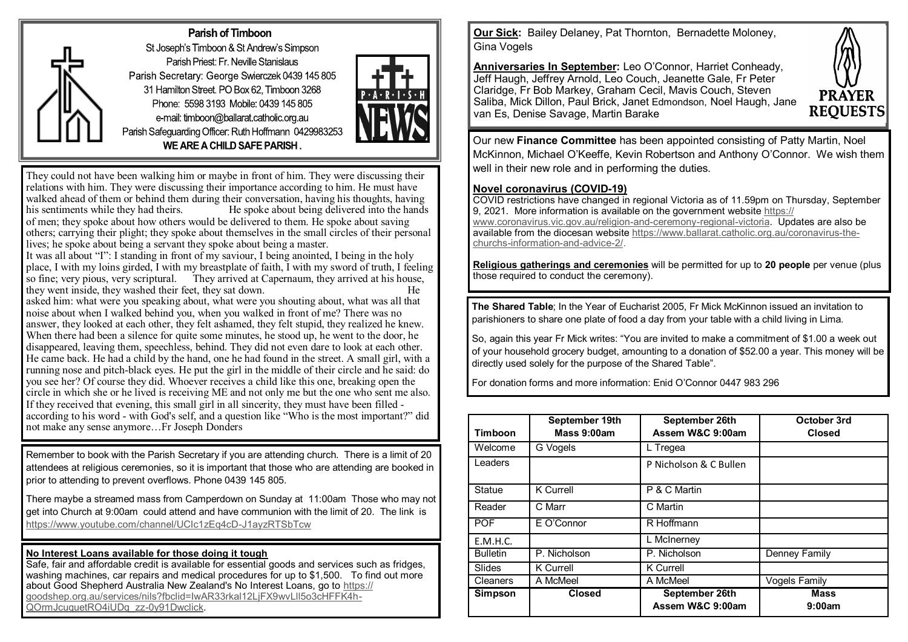## Parish of Timboon

St Joseph's Timboon & St Andrew's Simpson
Parish Priest: Fr. Neville Stanislaus
Parish Secretary: George Swierczek 0439 145 805
31 Hamilton Street. PO Box 62, Timboon 3268
Phone: 5598 3193 Mobile: 0439 145 805
e-mail: timboon@ballarat.catholic.org.au
Parish Safeguarding Officer: Ruth Hoffmann 0429983253

**WE ARE A CHILD SAFE PARISH .**

They could not have been walking him or maybe in front of him. They were discussing their relations with him. They were discussing their importance according to him. He must have walked ahead of them or behind them during their conversation, having his thoughts, having his sentiments while they had theirs. He spoke about being delivered into the hands of men; they spoke about how others would be delivered to them. He spoke about saving others; carrying their plight; they spoke about themselves in the small circles of their personal lives; he spoke about being a servant they spoke about being a master.
It was all about "I": I standing in front of my saviour, I being anointed, I being in the holy place, I with my loins girded, I with my breastplate of faith, I with my sword of truth, I feeling so fine; very pious, very scriptural. They arrived at Capernaum, they arrived at his house, they went inside, they washed their feet, they sat down. He asked him: what were you speaking about, what were you shouting about, what was all that noise about when I walked behind you, when you walked in front of me? There was no answer, they looked at each other, they felt ashamed, they felt stupid, they realized he knew. When there had been a silence for quite some minutes, he stood up, he went to the door, he disappeared, leaving them, speechless, behind. They did not even dare to look at each other. He came back. He had a child by the hand, one he had found in the street. A small girl, with a running nose and pitch-black eyes. He put the girl in the middle of their circle and he said: do you see her? Of course they did. Whoever receives a child like this one, breaking open the circle in which she or he lived is receiving ME and not only me but the one who sent me also. If they received that evening, this small girl in all sincerity, they must have been filled - according to his word - with God's self, and a question like "Who is the most important?" did not make any sense anymore…Fr Joseph Donders

Remember to book with the Parish Secretary if you are attending church. There is a limit of 20 attendees at religious ceremonies, so it is important that those who are attending are booked in prior to attending to prevent overflows. Phone 0439 145 805.

There maybe a streamed mass from Camperdown on Sunday at 11:00am Those who may not get into Church at 9:00am could attend and have communion with the limit of 20. The link is https://www.youtube.com/channel/UCIc1zEq4cD-J1ayzRTSbTcw

**No Interest Loans available for those doing it tough**
Safe, fair and affordable credit is available for essential goods and services such as fridges, washing machines, car repairs and medical procedures for up to $1,500. To find out more about Good Shepherd Australia New Zealand's No Interest Loans, go to https://goodshep.org.au/services/nils?fbclid=IwAR33rkal12LjFX9wvLlI5o3cHFFK4h-QOrmJcuquetRO4iUDq_zz-0y91Dwclick.

**Our Sick:** Bailey Delaney, Pat Thornton, Bernadette Moloney, Gina Vogels

**Anniversaries In September:** Leo O'Connor, Harriet Conheady, Jeff Haugh, Jeffrey Arnold, Leo Couch, Jeanette Gale, Fr Peter Claridge, Fr Bob Markey, Graham Cecil, Mavis Couch, Steven Saliba, Mick Dillon, Paul Brick, Janet Edmondson, Noel Haugh, Jane van Es, Denise Savage, Martin Barake

**PRAYER REQUESTS**

Our new **Finance Committee** has been appointed consisting of Patty Martin, Noel McKinnon, Michael O'Keeffe, Kevin Robertson and Anthony O'Connor. We wish them well in their new role and in performing the duties.

**Novel coronavirus (COVID-19)**
COVID restrictions have changed in regional Victoria as of 11.59pm on Thursday, September 9, 2021. More information is available on the government website https://www.coronavirus.vic.gov.au/religion-and-ceremony-regional-victoria. Updates are also be available from the diocesan website https://www.ballarat.catholic.org.au/coronavirus-the-churchs-information-and-advice-2/.

**Religious gatherings and ceremonies** will be permitted for up to **20 people** per venue (plus those required to conduct the ceremony).

**The Shared Table**; In the Year of Eucharist 2005, Fr Mick McKinnon issued an invitation to parishioners to share one plate of food a day from your table with a child living in Lima.

So, again this year Fr Mick writes: "You are invited to make a commitment of $1.00 a week out of your household grocery budget, amounting to a donation of $52.00 a year. This money will be directly used solely for the purpose of the Shared Table".

For donation forms and more information: Enid O'Connor 0447 983 296

| Timboon | September 19th Mass 9:00am | September 26th Assem W&C 9:00am | October 3rd Closed |
|---|---|---|---|
| Welcome | G Vogels | L Tregea | |
| Leaders | | P Nicholson & C Bullen | |
| Statue | K Currell | P & C Martin | |
| Reader | C Marr | C Martin | |
| POF | E O'Connor | R Hoffmann | |
| E.M.H.C. | | L McInerney | |
| Bulletin | P. Nicholson | P. Nicholson | Denney Family |
| Slides | K Currell | K Currell | |
| Cleaners | A McMeel | A McMeel | Vogels Family |
| **Simpson** | **Closed** | **September 26th Assem W&C 9:00am** | **Mass 9:00am** |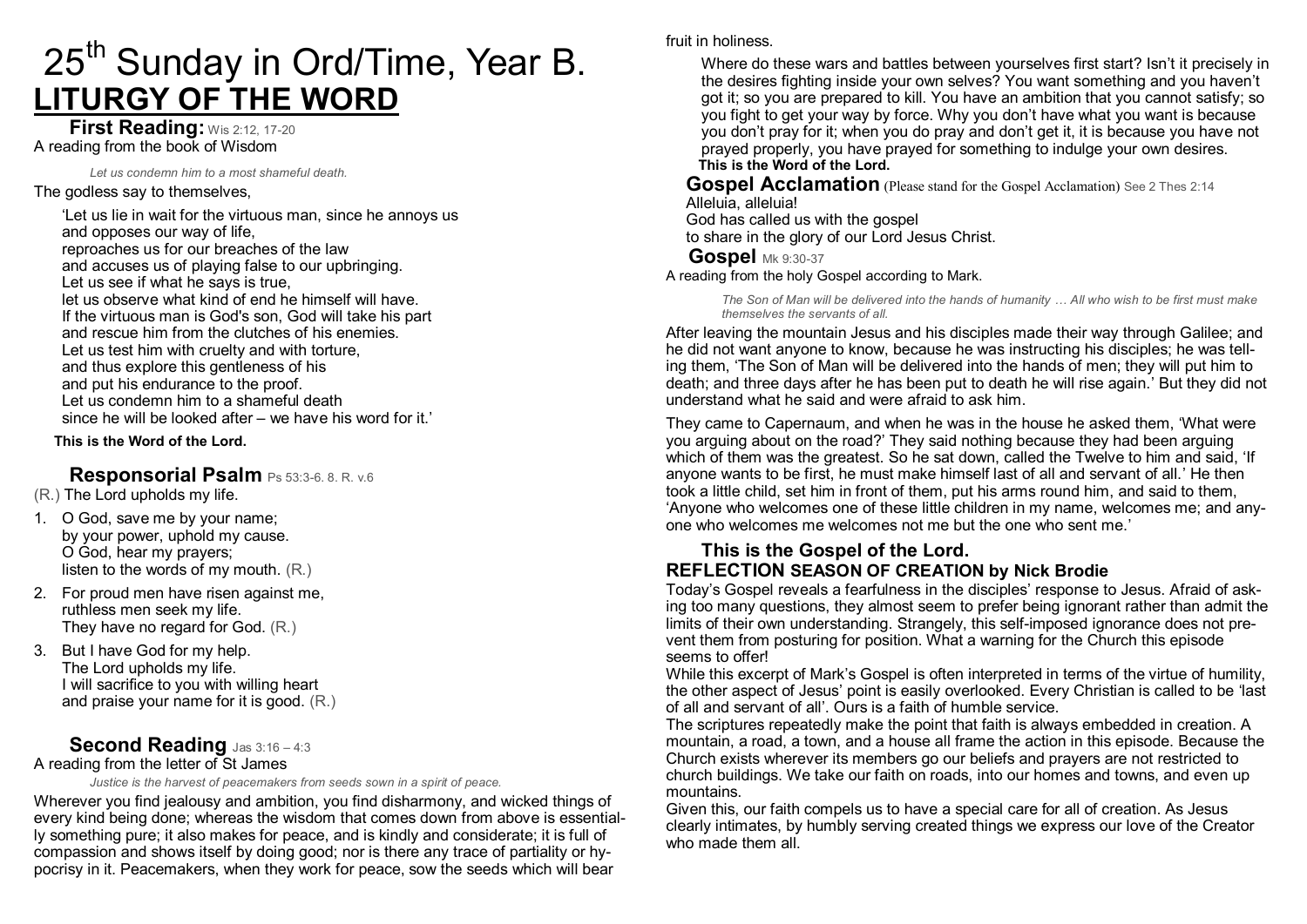# 25th Sunday in Ord/Time, Year B.

# LITURGY OF THE WORD

### First Reading: Wis 2:12, 17-20

A reading from the book of Wisdom

*Let us condemn him to a most shameful death.*

The godless say to themselves,

'Let us lie in wait for the virtuous man, since he annoys us
and opposes our way of life,
reproaches us for our breaches of the law
and accuses us of playing false to our upbringing.
Let us see if what he says is true,
let us observe what kind of end he himself will have.
If the virtuous man is God's son, God will take his part
and rescue him from the clutches of his enemies.
Let us test him with cruelty and with torture,
and thus explore this gentleness of his
and put his endurance to the proof.
Let us condemn him to a shameful death
since he will be looked after – we have his word for it.'

**This is the Word of the Lord.**

### Responsorial Psalm Ps 53:3-6. 8. R. v.6

(R.) The Lord upholds my life.

1. O God, save me by your name;
   by your power, uphold my cause.
   O God, hear my prayers;
   listen to the words of my mouth. (R.)
2. For proud men have risen against me,
   ruthless men seek my life.
   They have no regard for God. (R.)
3. But I have God for my help.
   The Lord upholds my life.
   I will sacrifice to you with willing heart
   and praise your name for it is good. (R.)

### Second Reading Jas 3:16 – 4:3

A reading from the letter of St James

*Justice is the harvest of peacemakers from seeds sown in a spirit of peace.*

Wherever you find jealousy and ambition, you find disharmony, and wicked things of every kind being done; whereas the wisdom that comes down from above is essentially something pure; it also makes for peace, and is kindly and considerate; it is full of compassion and shows itself by doing good; nor is there any trace of partiality or hypocrisy in it. Peacemakers, when they work for peace, sow the seeds which will bear fruit in holiness.

Where do these wars and battles between yourselves first start? Isn't it precisely in the desires fighting inside your own selves? You want something and you haven't got it; so you are prepared to kill. You have an ambition that you cannot satisfy; so you fight to get your way by force. Why you don't have what you want is because you don't pray for it; when you do pray and don't get it, it is because you have not prayed properly, you have prayed for something to indulge your own desires.

**This is the Word of the Lord.**

### Gospel Acclamation (Please stand for the Gospel Acclamation) See 2 Thes 2:14

Alleluia, alleluia!
God has called us with the gospel
to share in the glory of our Lord Jesus Christ.

### Gospel Mk 9:30-37

A reading from the holy Gospel according to Mark.

*The Son of Man will be delivered into the hands of humanity … All who wish to be first must make themselves the servants of all.*

After leaving the mountain Jesus and his disciples made their way through Galilee; and he did not want anyone to know, because he was instructing his disciples; he was telling them, 'The Son of Man will be delivered into the hands of men; they will put him to death; and three days after he has been put to death he will rise again.' But they did not understand what he said and were afraid to ask him.

They came to Capernaum, and when he was in the house he asked them, 'What were you arguing about on the road?' They said nothing because they had been arguing which of them was the greatest. So he sat down, called the Twelve to him and said, 'If anyone wants to be first, he must make himself last of all and servant of all.' He then took a little child, set him in front of them, put his arms round him, and said to them, 'Anyone who welcomes one of these little children in my name, welcomes me; and anyone who welcomes me welcomes not me but the one who sent me.'

### This is the Gospel of the Lord.

### REFLECTION SEASON OF CREATION by Nick Brodie

Today's Gospel reveals a fearfulness in the disciples' response to Jesus. Afraid of asking too many questions, they almost seem to prefer being ignorant rather than admit the limits of their own understanding. Strangely, this self-imposed ignorance does not prevent them from posturing for position. What a warning for the Church this episode seems to offer!

While this excerpt of Mark's Gospel is often interpreted in terms of the virtue of humility, the other aspect of Jesus' point is easily overlooked. Every Christian is called to be 'last of all and servant of all'. Ours is a faith of humble service.

The scriptures repeatedly make the point that faith is always embedded in creation. A mountain, a road, a town, and a house all frame the action in this episode. Because the Church exists wherever its members go our beliefs and prayers are not restricted to church buildings. We take our faith on roads, into our homes and towns, and even up mountains.

Given this, our faith compels us to have a special care for all of creation. As Jesus clearly intimates, by humbly serving created things we express our love of the Creator who made them all.